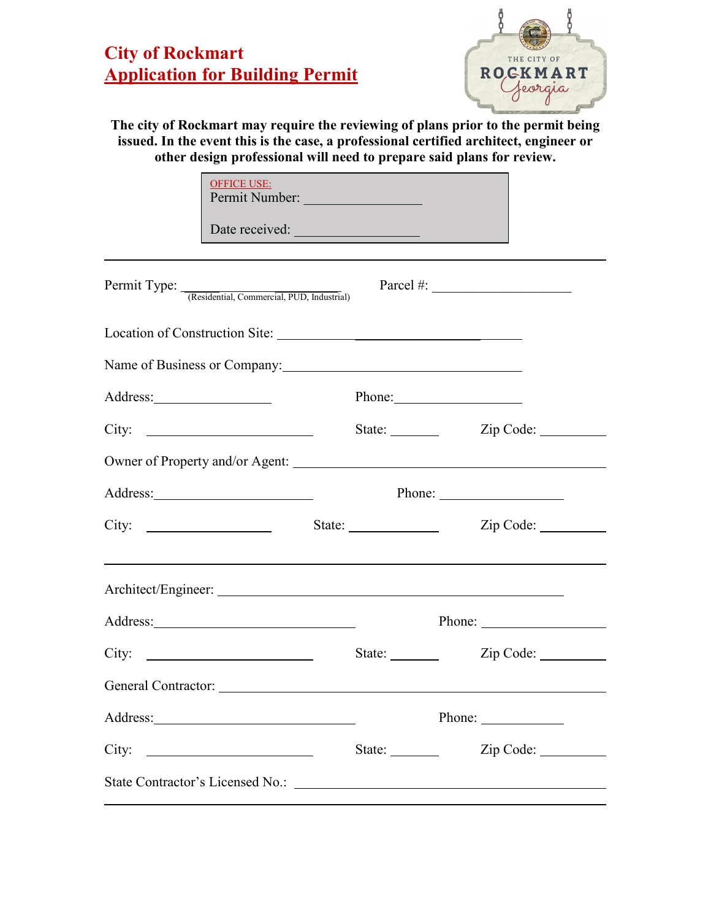# City of Rockmart
## Application for Building Permit

**The city of Rockmart may require the reviewing of plans prior to the permit being issued. In the event this is the case, a professional certified architect, engineer or other design professional will need to prepare said plans for review.**

> OFFICE USE:
> Permit Number: ________________
>
> Date received: _________________

---

Permit Type: ______________________ (Residential, Commercial, PUD, Industrial) Parcel #: ____________________

Location of Construction Site: ________________________________

Name of Business or Company: ________________________________

Address: ________________ Phone: ________________

City: ______________________ State: _______ Zip Code: _________

Owner of Property and/or Agent: ________________________________________

Address: ______________________ Phone: __________________

City: __________________ State: _____________ Zip Code: _________

---

Architect/Engineer: __________________________________________________

Address: ______________________________ Phone: __________________

City: ______________________ State: _______ Zip Code: _________

General Contractor: __________________________________________________

Address: ______________________________ Phone: ___________

City: ______________________ State: _______ Zip Code: _________

State Contractor's Licensed No.: ____________________________________________

---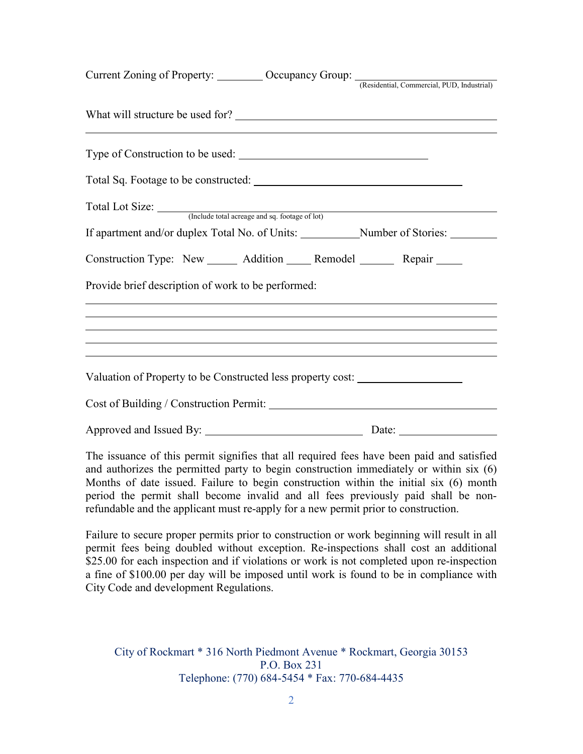Current Zoning of Property: ________ Occupancy Group: ________________________
(Residential, Commercial, PUD, Industrial)

What will structure be used for? ______________________________________________

______________________________________________________________________

Type of Construction to be used: ________________________________

Total Sq. Footage to be constructed: ______________________________________

Total Lot Size: ____________________________________________________________
(Include total acreage and sq. footage of lot)

If apartment and/or duplex Total No. of Units: __________Number of Stories: ________

Construction Type: New _____ Addition ____ Remodel ______ Repair _____

Provide brief description of work to be performed:

______________________________________________________________________

______________________________________________________________________

______________________________________________________________________

______________________________________________________________________

______________________________________________________________________

Valuation of Property to be Constructed less property cost: ___________________

Cost of Building / Construction Permit: ________________________________________

Approved and Issued By: ___________________________ Date: _________________

The issuance of this permit signifies that all required fees have been paid and satisfied and authorizes the permitted party to begin construction immediately or within six (6) Months of date issued. Failure to begin construction within the initial six (6) month period the permit shall become invalid and all fees previously paid shall be non-refundable and the applicant must re-apply for a new permit prior to construction.

Failure to secure proper permits prior to construction or work beginning will result in all permit fees being doubled without exception. Re-inspections shall cost an additional $25.00 for each inspection and if violations or work is not completed upon re-inspection a fine of $100.00 per day will be imposed until work is found to be in compliance with City Code and development Regulations.

City of Rockmart * 316 North Piedmont Avenue * Rockmart, Georgia 30153
P.O. Box 231
Telephone: (770) 684-5454 * Fax: 770-684-4435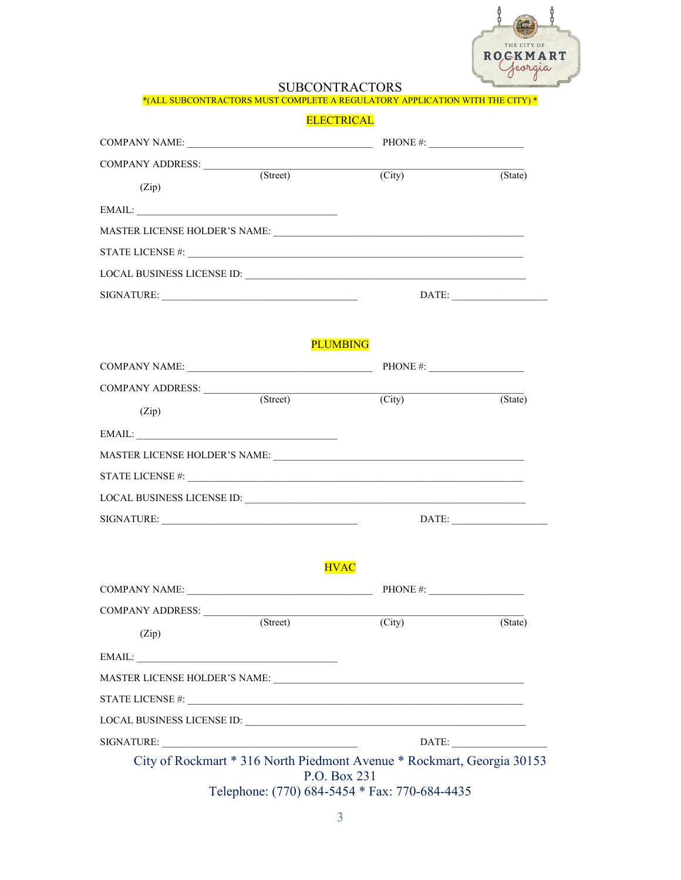# SUBCONTRACTORS

*(ALL SUBCONTRACTORS MUST COMPLETE A REGULATORY APPLICATION WITH THE CITY) *

## ELECTRICAL

COMPANY NAME: ___________________________________ PHONE #: __________________

COMPANY ADDRESS: ____________________________________________________________
(Street) (City) (State) (Zip)

EMAIL: ______________________________________

MASTER LICENSE HOLDER'S NAME: ________________________________________________

STATE LICENSE #: _________________________________________________________________

LOCAL BUSINESS LICENSE ID: _____________________________________________________

SIGNATURE: _____________________________________ DATE: __________________

## PLUMBING

COMPANY NAME: ___________________________________ PHONE #: __________________

COMPANY ADDRESS: ____________________________________________________________
(Street) (City) (State) (Zip)

EMAIL: ______________________________________

MASTER LICENSE HOLDER'S NAME: ________________________________________________

STATE LICENSE #: _________________________________________________________________

LOCAL BUSINESS LICENSE ID: _____________________________________________________

SIGNATURE: _____________________________________ DATE: __________________

## HVAC

COMPANY NAME: ___________________________________ PHONE #: __________________

COMPANY ADDRESS: ____________________________________________________________
(Street) (City) (State) (Zip)

EMAIL: ______________________________________

MASTER LICENSE HOLDER'S NAME: ________________________________________________

STATE LICENSE #: _________________________________________________________________

LOCAL BUSINESS LICENSE ID: _____________________________________________________

SIGNATURE: _____________________________________ DATE: __________________

City of Rockmart * 316 North Piedmont Avenue * Rockmart, Georgia 30153
P.O. Box 231
Telephone: (770) 684-5454 * Fax: 770-684-4435